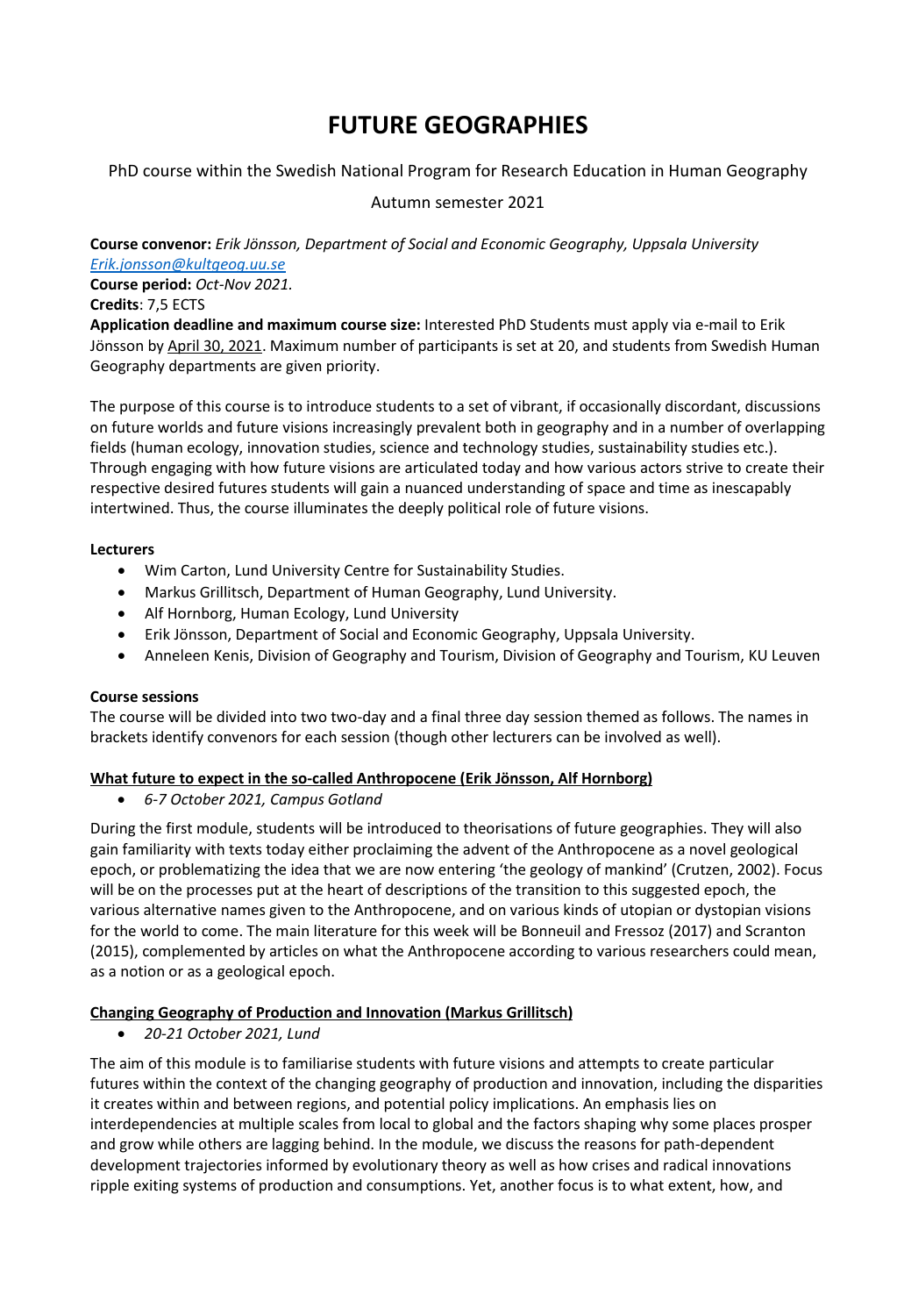# FUTURE GEOGRAPHIES

PhD course within the Swedish National Program for Research Education in Human Geography

Autumn semester 2021

**Course convenor:** *Erik Jönsson, Department of Social and Economic Geography, Uppsala University* *Erik.jonsson@kultgeog.uu.se*
**Course period:** *Oct-Nov 2021.*
**Credits**: 7,5 ECTS
**Application deadline and maximum course size:** Interested PhD Students must apply via e-mail to Erik Jönsson by April 30, 2021. Maximum number of participants is set at 20, and students from Swedish Human Geography departments are given priority.

The purpose of this course is to introduce students to a set of vibrant, if occasionally discordant, discussions on future worlds and future visions increasingly prevalent both in geography and in a number of overlapping fields (human ecology, innovation studies, science and technology studies, sustainability studies etc.). Through engaging with how future visions are articulated today and how various actors strive to create their respective desired futures students will gain a nuanced understanding of space and time as inescapably intertwined. Thus, the course illuminates the deeply political role of future visions.

**Lecturers**

- Wim Carton, Lund University Centre for Sustainability Studies.
- Markus Grillitsch, Department of Human Geography, Lund University.
- Alf Hornborg, Human Ecology, Lund University
- Erik Jönsson, Department of Social and Economic Geography, Uppsala University.
- Anneleen Kenis, Division of Geography and Tourism, Division of Geography and Tourism, KU Leuven

**Course sessions**

The course will be divided into two two-day and a final three day session themed as follows. The names in brackets identify convenors for each session (though other lecturers can be involved as well).

**What future to expect in the so-called Anthropocene (Erik Jönsson, Alf Hornborg)**

- *6-7 October 2021, Campus Gotland*

During the first module, students will be introduced to theorisations of future geographies. They will also gain familiarity with texts today either proclaiming the advent of the Anthropocene as a novel geological epoch, or problematizing the idea that we are now entering 'the geology of mankind' (Crutzen, 2002). Focus will be on the processes put at the heart of descriptions of the transition to this suggested epoch, the various alternative names given to the Anthropocene, and on various kinds of utopian or dystopian visions for the world to come. The main literature for this week will be Bonneuil and Fressoz (2017) and Scranton (2015), complemented by articles on what the Anthropocene according to various researchers could mean, as a notion or as a geological epoch.

**Changing Geography of Production and Innovation (Markus Grillitsch)**

- *20-21 October 2021, Lund*

The aim of this module is to familiarise students with future visions and attempts to create particular futures within the context of the changing geography of production and innovation, including the disparities it creates within and between regions, and potential policy implications. An emphasis lies on interdependencies at multiple scales from local to global and the factors shaping why some places prosper and grow while others are lagging behind. In the module, we discuss the reasons for path-dependent development trajectories informed by evolutionary theory as well as how crises and radical innovations ripple exiting systems of production and consumptions. Yet, another focus is to what extent, how, and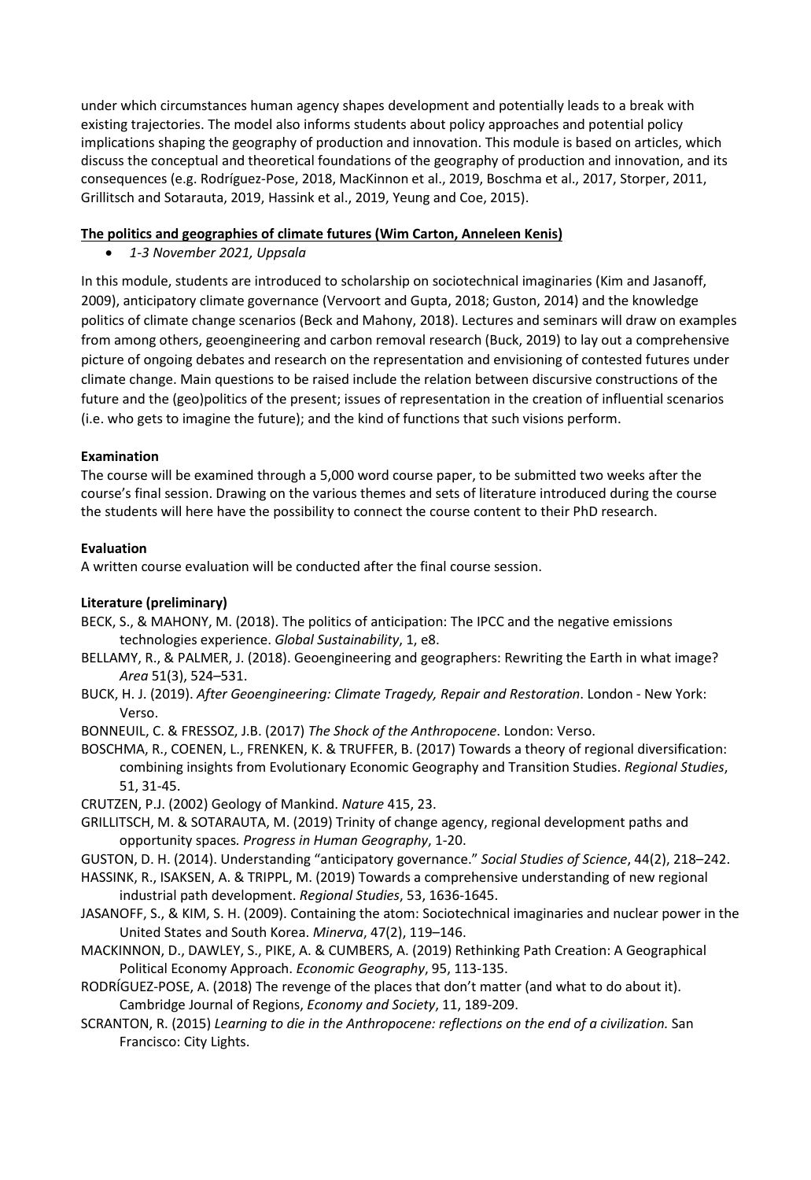under which circumstances human agency shapes development and potentially leads to a break with existing trajectories. The model also informs students about policy approaches and potential policy implications shaping the geography of production and innovation. This module is based on articles, which discuss the conceptual and theoretical foundations of the geography of production and innovation, and its consequences (e.g. Rodríguez-Pose, 2018, MacKinnon et al., 2019, Boschma et al., 2017, Storper, 2011, Grillitsch and Sotarauta, 2019, Hassink et al., 2019, Yeung and Coe, 2015).

**The politics and geographies of climate futures (Wim Carton, Anneleen Kenis)**

- *1-3 November 2021, Uppsala*

In this module, students are introduced to scholarship on sociotechnical imaginaries (Kim and Jasanoff, 2009), anticipatory climate governance (Vervoort and Gupta, 2018; Guston, 2014) and the knowledge politics of climate change scenarios (Beck and Mahony, 2018). Lectures and seminars will draw on examples from among others, geoengineering and carbon removal research (Buck, 2019) to lay out a comprehensive picture of ongoing debates and research on the representation and envisioning of contested futures under climate change. Main questions to be raised include the relation between discursive constructions of the future and the (geo)politics of the present; issues of representation in the creation of influential scenarios (i.e. who gets to imagine the future); and the kind of functions that such visions perform.

**Examination**

The course will be examined through a 5,000 word course paper, to be submitted two weeks after the course's final session. Drawing on the various themes and sets of literature introduced during the course the students will here have the possibility to connect the course content to their PhD research.

**Evaluation**

A written course evaluation will be conducted after the final course session.

**Literature (preliminary)**

BECK, S., & MAHONY, M. (2018). The politics of anticipation: The IPCC and the negative emissions technologies experience. *Global Sustainability*, 1, e8.

BELLAMY, R., & PALMER, J. (2018). Geoengineering and geographers: Rewriting the Earth in what image? *Area* 51(3), 524–531.

BUCK, H. J. (2019). *After Geoengineering: Climate Tragedy, Repair and Restoration*. London - New York: Verso.

BONNEUIL, C. & FRESSOZ, J.B. (2017) *The Shock of the Anthropocene*. London: Verso.

BOSCHMA, R., COENEN, L., FRENKEN, K. & TRUFFER, B. (2017) Towards a theory of regional diversification: combining insights from Evolutionary Economic Geography and Transition Studies. *Regional Studies*, 51, 31-45.

CRUTZEN, P.J. (2002) Geology of Mankind. *Nature* 415, 23.

GRILLITSCH, M. & SOTARAUTA, M. (2019) Trinity of change agency, regional development paths and opportunity spaces*. Progress in Human Geography*, 1-20.

GUSTON, D. H. (2014). Understanding "anticipatory governance." *Social Studies of Science*, 44(2), 218–242.

HASSINK, R., ISAKSEN, A. & TRIPPL, M. (2019) Towards a comprehensive understanding of new regional industrial path development. *Regional Studies*, 53, 1636-1645.

JASANOFF, S., & KIM, S. H. (2009). Containing the atom: Sociotechnical imaginaries and nuclear power in the United States and South Korea. *Minerva*, 47(2), 119–146.

MACKINNON, D., DAWLEY, S., PIKE, A. & CUMBERS, A. (2019) Rethinking Path Creation: A Geographical Political Economy Approach. *Economic Geography*, 95, 113-135.

RODRÍGUEZ-POSE, A. (2018) The revenge of the places that don't matter (and what to do about it). Cambridge Journal of Regions, *Economy and Society*, 11, 189-209.

SCRANTON, R. (2015) *Learning to die in the Anthropocene: reflections on the end of a civilization.* San Francisco: City Lights.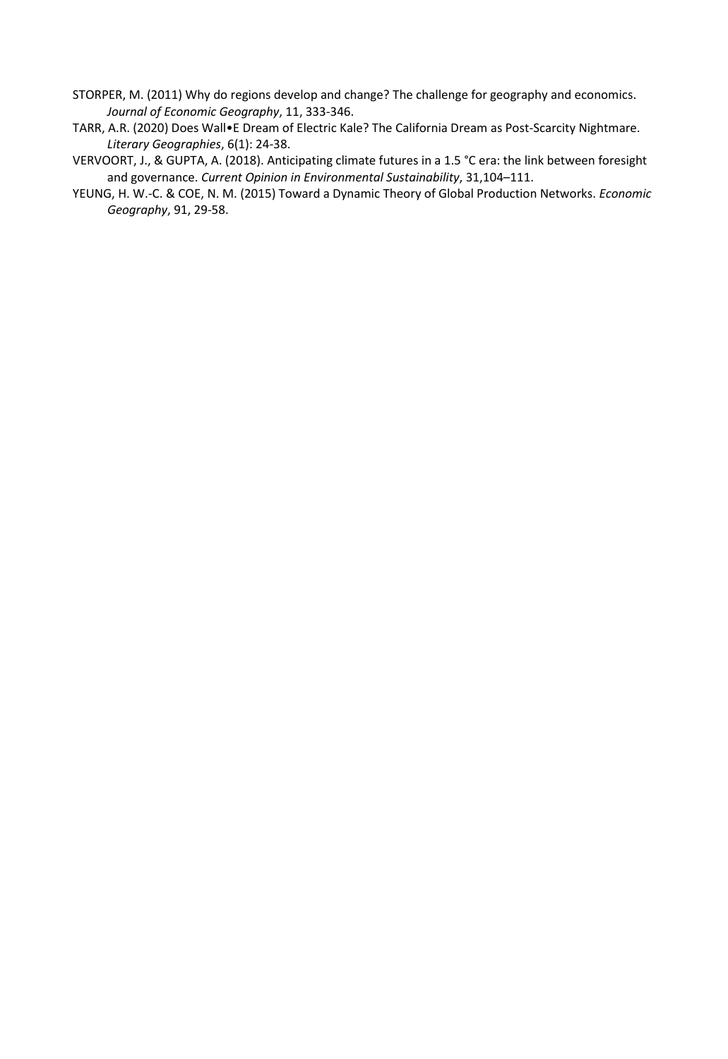STORPER, M. (2011) Why do regions develop and change? The challenge for geography and economics. *Journal of Economic Geography*, 11, 333-346.

TARR, A.R. (2020) Does Wall•E Dream of Electric Kale? The California Dream as Post-Scarcity Nightmare. *Literary Geographies*, 6(1): 24-38.

VERVOORT, J., & GUPTA, A. (2018). Anticipating climate futures in a 1.5 °C era: the link between foresight and governance. *Current Opinion in Environmental Sustainability*, 31,104–111.

YEUNG, H. W.-C. & COE, N. M. (2015) Toward a Dynamic Theory of Global Production Networks. *Economic Geography*, 91, 29-58.